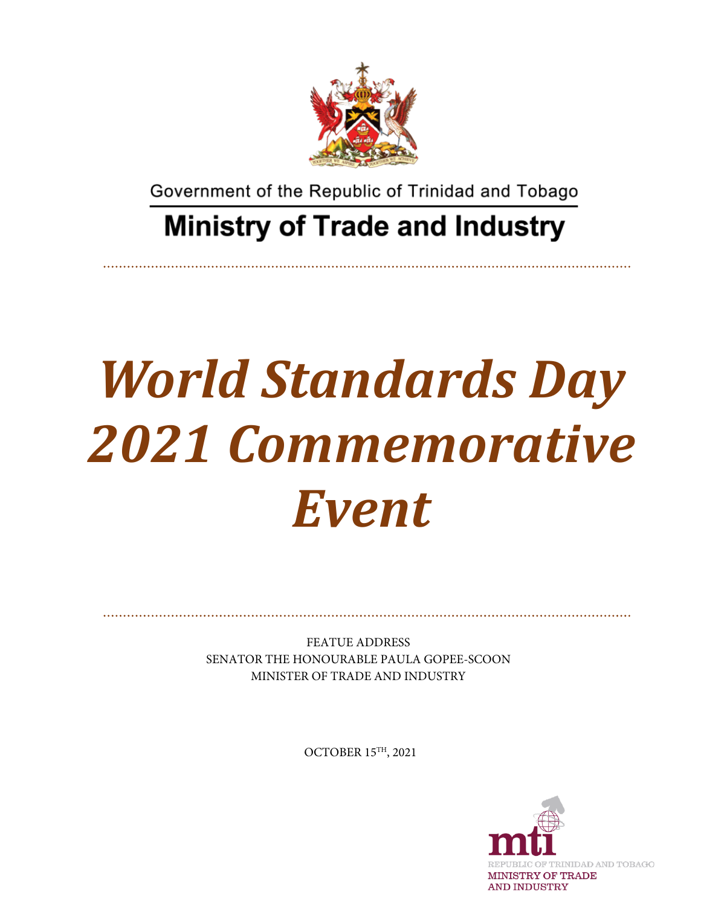Government of the Republic of Trinidad and Tobago

**Ministry of Trade and Industry**

# *World Standards Day 2021 Commemorative Event*

FEATUE ADDRESS
SENATOR THE HONOURABLE PAULA GOPEE-SCOON
MINISTER OF TRADE AND INDUSTRY

OCTOBER 15TH, 2021

mti
REPUBLIC OF TRINIDAD AND TOBAGO
MINISTRY OF TRADE AND INDUSTRY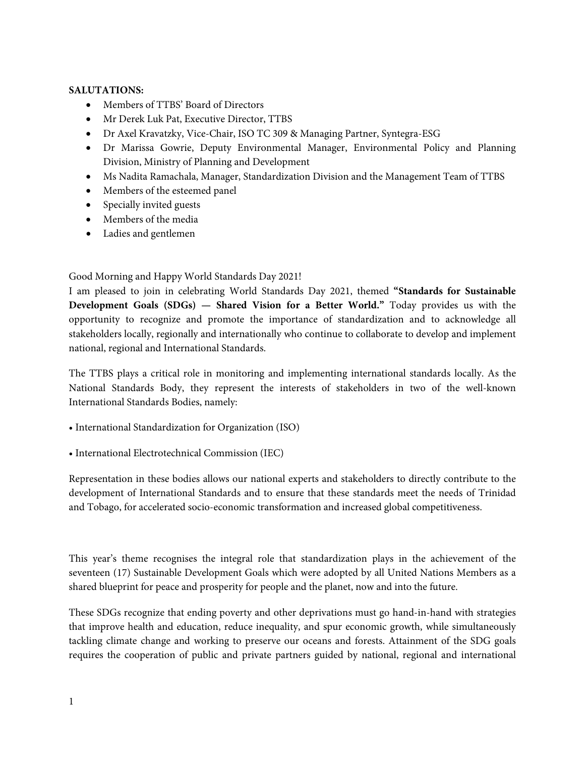**SALUTATIONS:**

- Members of TTBS' Board of Directors
- Mr Derek Luk Pat, Executive Director, TTBS
- Dr Axel Kravatzky, Vice-Chair, ISO TC 309 & Managing Partner, Syntegra-ESG
- Dr Marissa Gowrie, Deputy Environmental Manager, Environmental Policy and Planning Division, Ministry of Planning and Development
- Ms Nadita Ramachala, Manager, Standardization Division and the Management Team of TTBS
- Members of the esteemed panel
- Specially invited guests
- Members of the media
- Ladies and gentlemen

Good Morning and Happy World Standards Day 2021!
I am pleased to join in celebrating World Standards Day 2021, themed **"Standards for Sustainable Development Goals (SDGs) — Shared Vision for a Better World."** Today provides us with the opportunity to recognize and promote the importance of standardization and to acknowledge all stakeholders locally, regionally and internationally who continue to collaborate to develop and implement national, regional and International Standards.

The TTBS plays a critical role in monitoring and implementing international standards locally. As the National Standards Body, they represent the interests of stakeholders in two of the well-known International Standards Bodies, namely:

- International Standardization for Organization (ISO)

- International Electrotechnical Commission (IEC)

Representation in these bodies allows our national experts and stakeholders to directly contribute to the development of International Standards and to ensure that these standards meet the needs of Trinidad and Tobago, for accelerated socio-economic transformation and increased global competitiveness.

This year's theme recognises the integral role that standardization plays in the achievement of the seventeen (17) Sustainable Development Goals which were adopted by all United Nations Members as a shared blueprint for peace and prosperity for people and the planet, now and into the future.

These SDGs recognize that ending poverty and other deprivations must go hand-in-hand with strategies that improve health and education, reduce inequality, and spur economic growth, while simultaneously tackling climate change and working to preserve our oceans and forests. Attainment of the SDG goals requires the cooperation of public and private partners guided by national, regional and international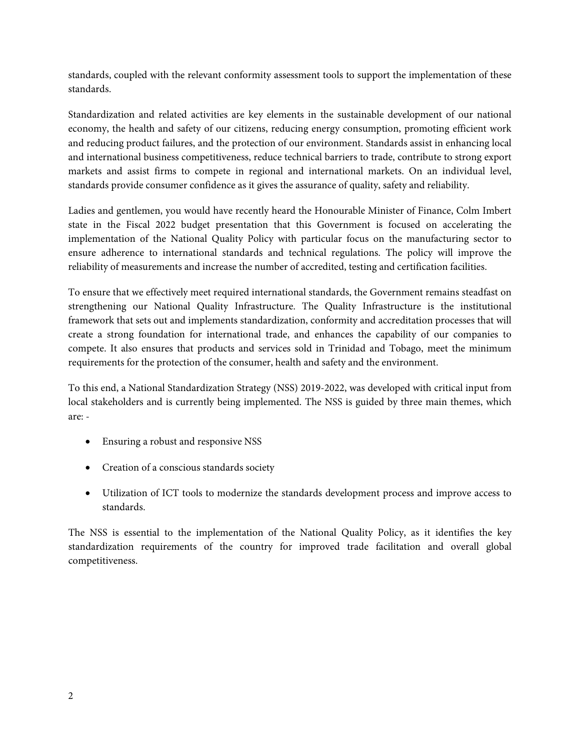standards, coupled with the relevant conformity assessment tools to support the implementation of these standards.

Standardization and related activities are key elements in the sustainable development of our national economy, the health and safety of our citizens, reducing energy consumption, promoting efficient work and reducing product failures, and the protection of our environment. Standards assist in enhancing local and international business competitiveness, reduce technical barriers to trade, contribute to strong export markets and assist firms to compete in regional and international markets. On an individual level, standards provide consumer confidence as it gives the assurance of quality, safety and reliability.

Ladies and gentlemen, you would have recently heard the Honourable Minister of Finance, Colm Imbert state in the Fiscal 2022 budget presentation that this Government is focused on accelerating the implementation of the National Quality Policy with particular focus on the manufacturing sector to ensure adherence to international standards and technical regulations. The policy will improve the reliability of measurements and increase the number of accredited, testing and certification facilities.

To ensure that we effectively meet required international standards, the Government remains steadfast on strengthening our National Quality Infrastructure. The Quality Infrastructure is the institutional framework that sets out and implements standardization, conformity and accreditation processes that will create a strong foundation for international trade, and enhances the capability of our companies to compete. It also ensures that products and services sold in Trinidad and Tobago, meet the minimum requirements for the protection of the consumer, health and safety and the environment.

To this end, a National Standardization Strategy (NSS) 2019-2022, was developed with critical input from local stakeholders and is currently being implemented. The NSS is guided by three main themes, which are: -

- Ensuring a robust and responsive NSS
- Creation of a conscious standards society
- Utilization of ICT tools to modernize the standards development process and improve access to standards.

The NSS is essential to the implementation of the National Quality Policy, as it identifies the key standardization requirements of the country for improved trade facilitation and overall global competitiveness.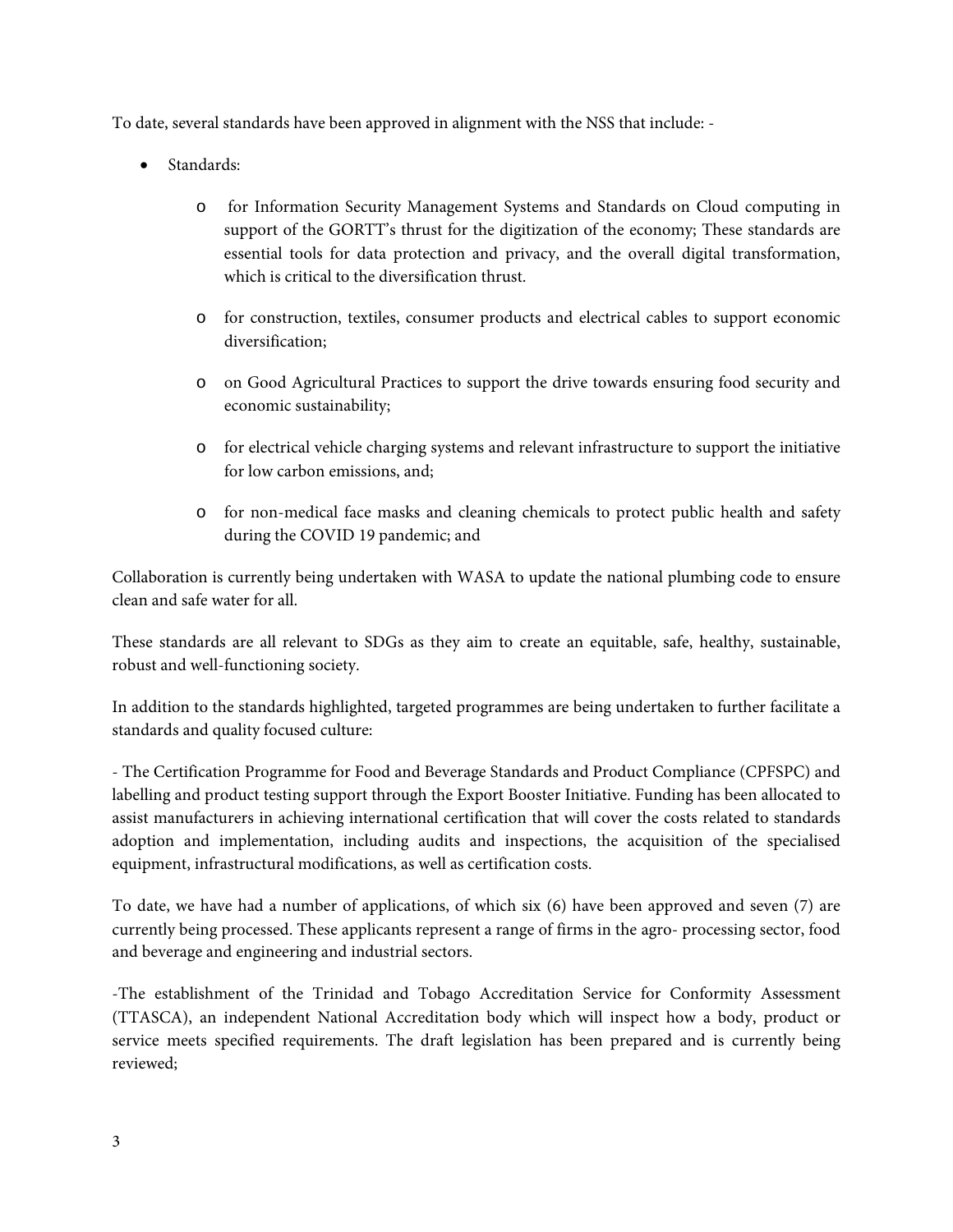To date, several standards have been approved in alignment with the NSS that include: -

- Standards:
  - for Information Security Management Systems and Standards on Cloud computing in support of the GORTT's thrust for the digitization of the economy; These standards are essential tools for data protection and privacy, and the overall digital transformation, which is critical to the diversification thrust.
  - for construction, textiles, consumer products and electrical cables to support economic diversification;
  - on Good Agricultural Practices to support the drive towards ensuring food security and economic sustainability;
  - for electrical vehicle charging systems and relevant infrastructure to support the initiative for low carbon emissions, and;
  - for non-medical face masks and cleaning chemicals to protect public health and safety during the COVID 19 pandemic; and

Collaboration is currently being undertaken with WASA to update the national plumbing code to ensure clean and safe water for all.

These standards are all relevant to SDGs as they aim to create an equitable, safe, healthy, sustainable, robust and well-functioning society.

In addition to the standards highlighted, targeted programmes are being undertaken to further facilitate a standards and quality focused culture:

- The Certification Programme for Food and Beverage Standards and Product Compliance (CPFSPC) and labelling and product testing support through the Export Booster Initiative. Funding has been allocated to assist manufacturers in achieving international certification that will cover the costs related to standards adoption and implementation, including audits and inspections, the acquisition of the specialised equipment, infrastructural modifications, as well as certification costs.

To date, we have had a number of applications, of which six (6) have been approved and seven (7) are currently being processed. These applicants represent a range of firms in the agro- processing sector, food and beverage and engineering and industrial sectors.

-The establishment of the Trinidad and Tobago Accreditation Service for Conformity Assessment (TTASCA), an independent National Accreditation body which will inspect how a body, product or service meets specified requirements. The draft legislation has been prepared and is currently being reviewed;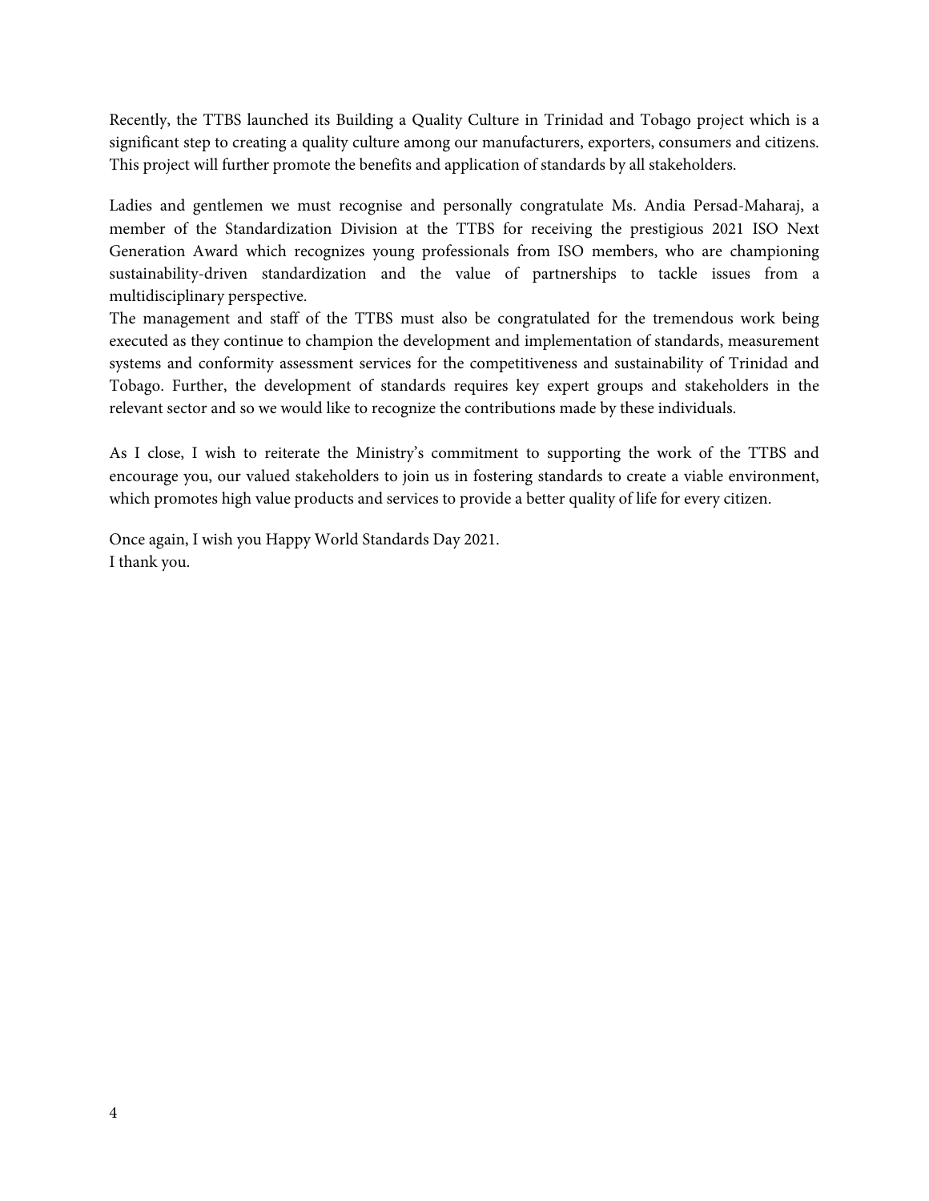Recently, the TTBS launched its Building a Quality Culture in Trinidad and Tobago project which is a significant step to creating a quality culture among our manufacturers, exporters, consumers and citizens. This project will further promote the benefits and application of standards by all stakeholders.

Ladies and gentlemen we must recognise and personally congratulate Ms. Andia Persad-Maharaj, a member of the Standardization Division at the TTBS for receiving the prestigious 2021 ISO Next Generation Award which recognizes young professionals from ISO members, who are championing sustainability-driven standardization and the value of partnerships to tackle issues from a multidisciplinary perspective.

The management and staff of the TTBS must also be congratulated for the tremendous work being executed as they continue to champion the development and implementation of standards, measurement systems and conformity assessment services for the competitiveness and sustainability of Trinidad and Tobago. Further, the development of standards requires key expert groups and stakeholders in the relevant sector and so we would like to recognize the contributions made by these individuals.

As I close, I wish to reiterate the Ministry's commitment to supporting the work of the TTBS and encourage you, our valued stakeholders to join us in fostering standards to create a viable environment, which promotes high value products and services to provide a better quality of life for every citizen.

Once again, I wish you Happy World Standards Day 2021.
I thank you.